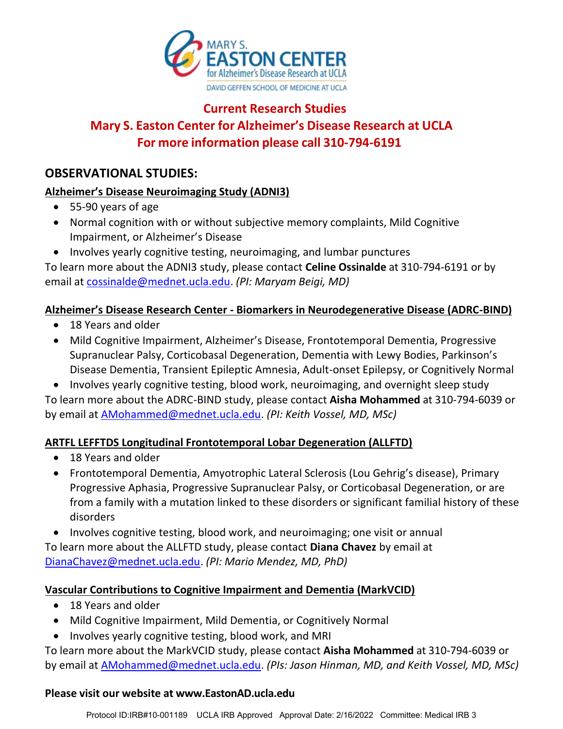# Current Research Studies

## Mary S. Easton Center for Alzheimer's Disease Research at UCLA

## For more information please call 310-794-6191

## OBSERVATIONAL STUDIES:

### Alzheimer's Disease Neuroimaging Study (ADNI3)

- 55-90 years of age
- Normal cognition with or without subjective memory complaints, Mild Cognitive Impairment, or Alzheimer's Disease
- Involves yearly cognitive testing, neuroimaging, and lumbar punctures

To learn more about the ADNI3 study, please contact **Celine Ossinalde** at 310-794-6191 or by email at cossinalde@mednet.ucla.edu. *(PI: Maryam Beigi, MD)*

### Alzheimer's Disease Research Center - Biomarkers in Neurodegenerative Disease (ADRC-BIND)

- 18 Years and older
- Mild Cognitive Impairment, Alzheimer's Disease, Frontotemporal Dementia, Progressive Supranuclear Palsy, Corticobasal Degeneration, Dementia with Lewy Bodies, Parkinson's Disease Dementia, Transient Epileptic Amnesia, Adult-onset Epilepsy, or Cognitively Normal
- Involves yearly cognitive testing, blood work, neuroimaging, and overnight sleep study

To learn more about the ADRC-BIND study, please contact **Aisha Mohammed** at 310-794-6039 or by email at AMohammed@mednet.ucla.edu. *(PI: Keith Vossel, MD, MSc)*

### ARTFL LEFFTDS Longitudinal Frontotemporal Lobar Degeneration (ALLFTD)

- 18 Years and older
- Frontotemporal Dementia, Amyotrophic Lateral Sclerosis (Lou Gehrig's disease), Primary Progressive Aphasia, Progressive Supranuclear Palsy, or Corticobasal Degeneration, or are from a family with a mutation linked to these disorders or significant familial history of these disorders
- Involves cognitive testing, blood work, and neuroimaging; one visit or annual

To learn more about the ALLFTD study, please contact **Diana Chavez** by email at DianaChavez@mednet.ucla.edu. *(PI: Mario Mendez, MD, PhD)*

### Vascular Contributions to Cognitive Impairment and Dementia (MarkVCID)

- 18 Years and older
- Mild Cognitive Impairment, Mild Dementia, or Cognitively Normal
- Involves yearly cognitive testing, blood work, and MRI

To learn more about the MarkVCID study, please contact **Aisha Mohammed** at 310-794-6039 or by email at AMohammed@mednet.ucla.edu. *(PIs: Jason Hinman, MD, and Keith Vossel, MD, MSc)*

**Please visit our website at www.EastonAD.ucla.edu**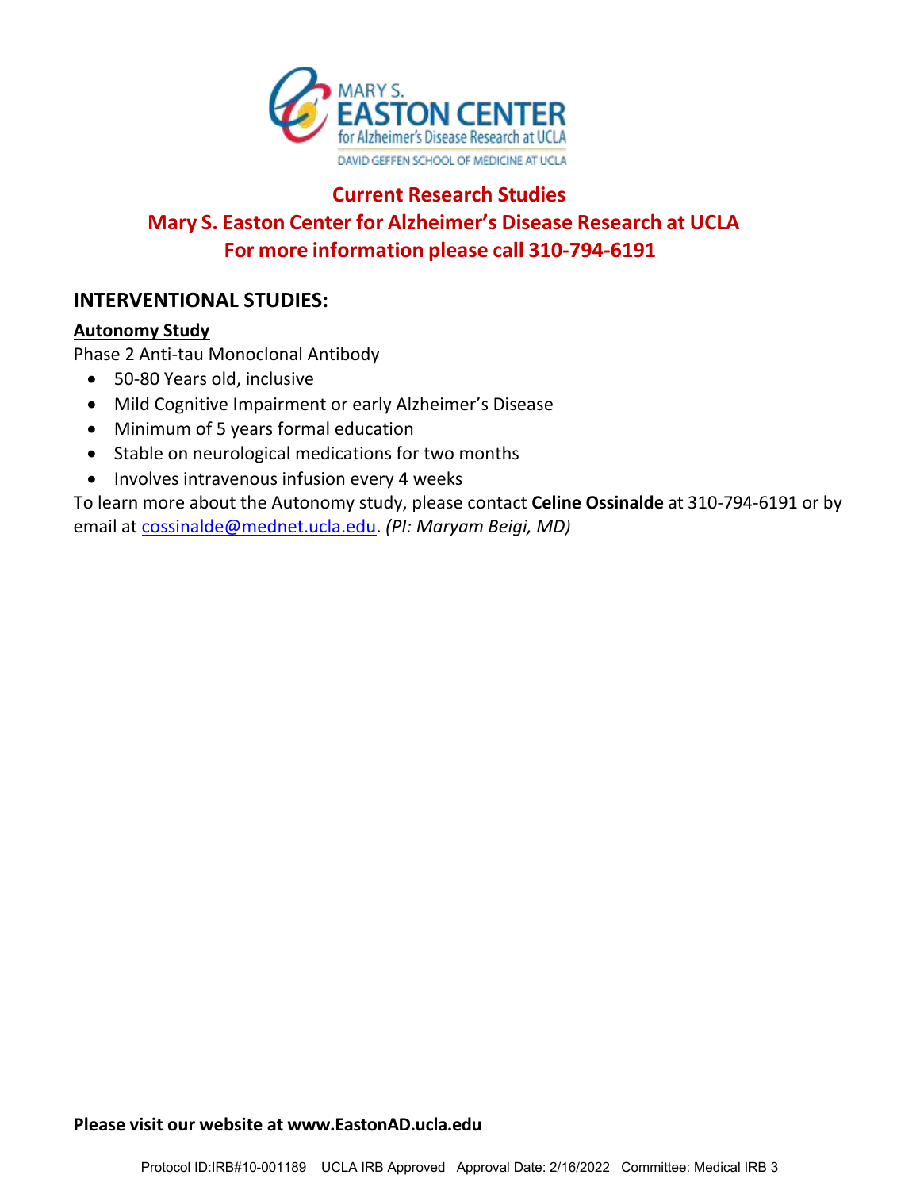# Current Research Studies
# Mary S. Easton Center for Alzheimer's Disease Research at UCLA
# For more information please call 310-794-6191

## INTERVENTIONAL STUDIES:

**Autonomy Study**

Phase 2 Anti-tau Monoclonal Antibody

- 50-80 Years old, inclusive
- Mild Cognitive Impairment or early Alzheimer's Disease
- Minimum of 5 years formal education
- Stable on neurological medications for two months
- Involves intravenous infusion every 4 weeks

To learn more about the Autonomy study, please contact **Celine Ossinalde** at 310-794-6191 or by email at cossinalde@mednet.ucla.edu. *(PI: Maryam Beigi, MD)*

**Please visit our website at www.EastonAD.ucla.edu**

Protocol ID:IRB#10-001189 UCLA IRB Approved Approval Date: 2/16/2022 Committee: Medical IRB 3